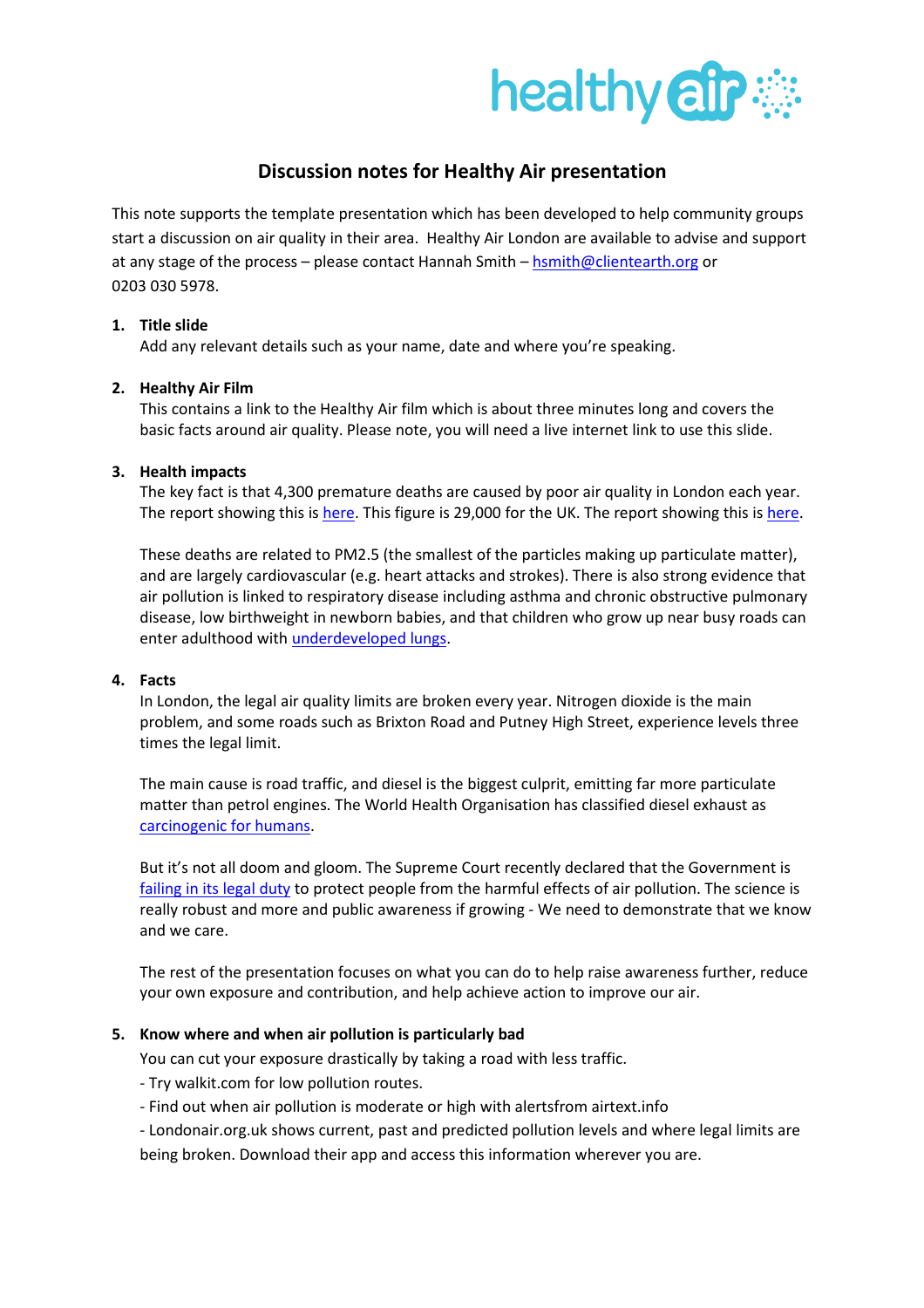healthy air

# Discussion notes for Healthy Air presentation

This note supports the template presentation which has been developed to help community groups start a discussion on air quality in their area. Healthy Air London are available to advise and support at any stage of the process – please contact Hannah Smith – hsmith@clientearth.org or 0203 030 5978.

1. **Title slide**
   Add any relevant details such as your name, date and where you're speaking.

2. **Healthy Air Film**
   This contains a link to the Healthy Air film which is about three minutes long and covers the basic facts around air quality. Please note, you will need a live internet link to use this slide.

3. **Health impacts**
   The key fact is that 4,300 premature deaths are caused by poor air quality in London each year. The report showing this is here. This figure is 29,000 for the UK. The report showing this is here.

   These deaths are related to PM2.5 (the smallest of the particles making up particulate matter), and are largely cardiovascular (e.g. heart attacks and strokes). There is also strong evidence that air pollution is linked to respiratory disease including asthma and chronic obstructive pulmonary disease, low birthweight in newborn babies, and that children who grow up near busy roads can enter adulthood with underdeveloped lungs.

4. **Facts**
   In London, the legal air quality limits are broken every year. Nitrogen dioxide is the main problem, and some roads such as Brixton Road and Putney High Street, experience levels three times the legal limit.

   The main cause is road traffic, and diesel is the biggest culprit, emitting far more particulate matter than petrol engines. The World Health Organisation has classified diesel exhaust as carcinogenic for humans.

   But it's not all doom and gloom. The Supreme Court recently declared that the Government is failing in its legal duty to protect people from the harmful effects of air pollution. The science is really robust and more and public awareness if growing - We need to demonstrate that we know and we care.

   The rest of the presentation focuses on what you can do to help raise awareness further, reduce your own exposure and contribution, and help achieve action to improve our air.

5. **Know where and when air pollution is particularly bad**
   You can cut your exposure drastically by taking a road with less traffic.
   - Try walkit.com for low pollution routes.
   - Find out when air pollution is moderate or high with alertsfrom airtext.info
   - Londonair.org.uk shows current, past and predicted pollution levels and where legal limits are being broken. Download their app and access this information wherever you are.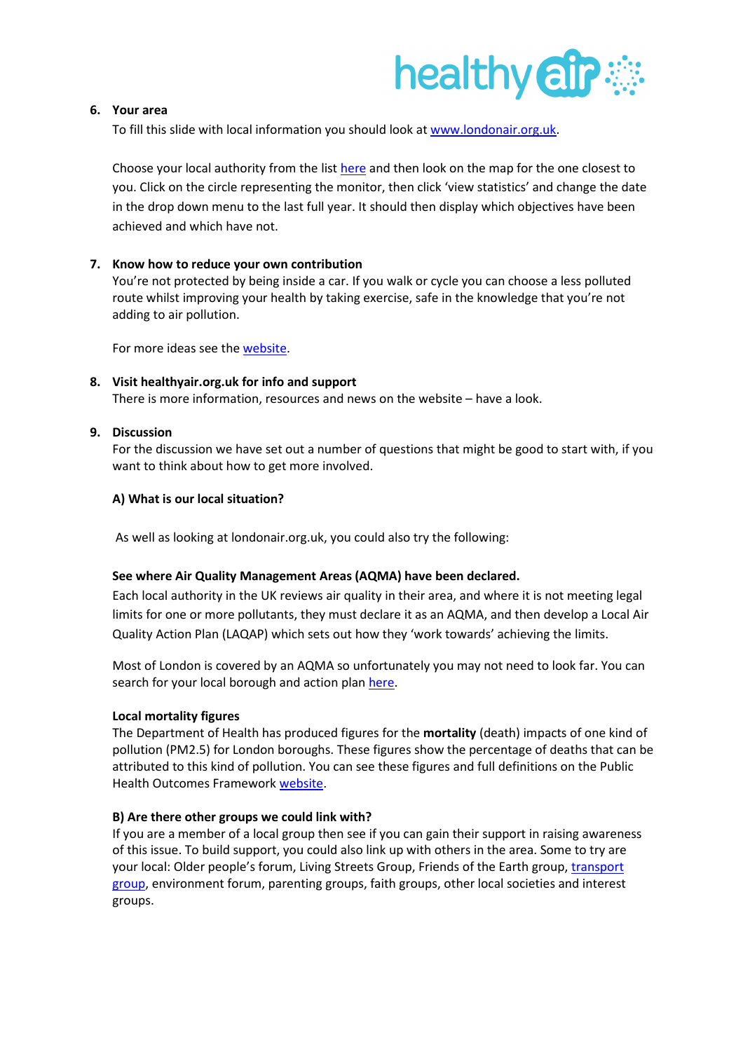6. **Your area**

   To fill this slide with local information you should look at www.londonair.org.uk.

   Choose your local authority from the list here and then look on the map for the one closest to you. Click on the circle representing the monitor, then click 'view statistics' and change the date in the drop down menu to the last full year. It should then display which objectives have been achieved and which have not.

7. **Know how to reduce your own contribution**

   You're not protected by being inside a car. If you walk or cycle you can choose a less polluted route whilst improving your health by taking exercise, safe in the knowledge that you're not adding to air pollution.

   For more ideas see the website.

8. **Visit healthyair.org.uk for info and support**

   There is more information, resources and news on the website – have a look.

9. **Discussion**

   For the discussion we have set out a number of questions that might be good to start with, if you want to think about how to get more involved.

   **A) What is our local situation?**

   As well as looking at londonair.org.uk, you could also try the following:

   **See where Air Quality Management Areas (AQMA) have been declared.**

   Each local authority in the UK reviews air quality in their area, and where it is not meeting legal limits for one or more pollutants, they must declare it as an AQMA, and then develop a Local Air Quality Action Plan (LAQAP) which sets out how they 'work towards' achieving the limits.

   Most of London is covered by an AQMA so unfortunately you may not need to look far. You can search for your local borough and action plan here.

   **Local mortality figures**

   The Department of Health has produced figures for the **mortality** (death) impacts of one kind of pollution (PM2.5) for London boroughs. These figures show the percentage of deaths that can be attributed to this kind of pollution. You can see these figures and full definitions on the Public Health Outcomes Framework website.

   **B) Are there other groups we could link with?**

   If you are a member of a local group then see if you can gain their support in raising awareness of this issue. To build support, you could also link up with others in the area. Some to try are your local: Older people's forum, Living Streets Group, Friends of the Earth group, transport group, environment forum, parenting groups, faith groups, other local societies and interest groups.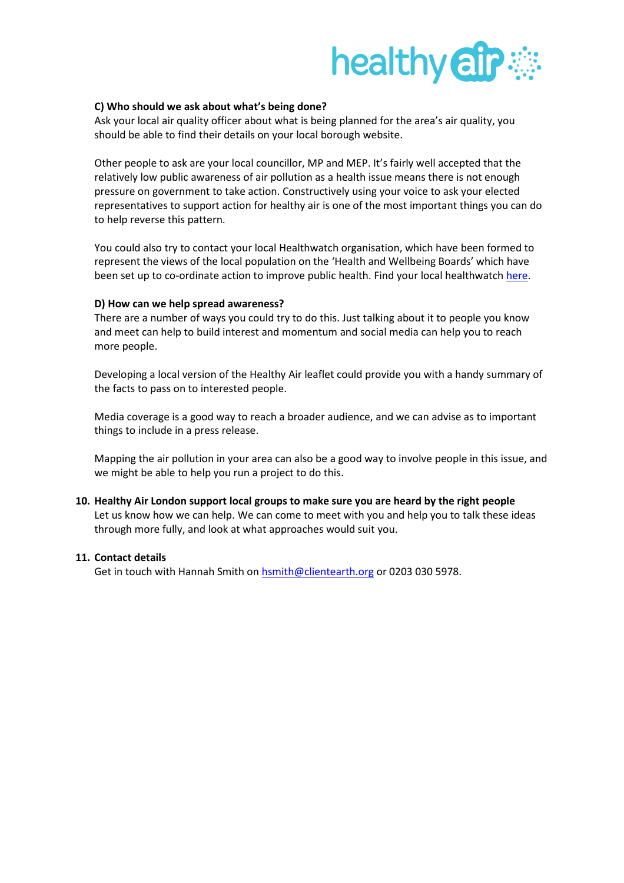**C) Who should we ask about what's being done?**

Ask your local air quality officer about what is being planned for the area's air quality, you should be able to find their details on your local borough website.

Other people to ask are your local councillor, MP and MEP. It's fairly well accepted that the relatively low public awareness of air pollution as a health issue means there is not enough pressure on government to take action. Constructively using your voice to ask your elected representatives to support action for healthy air is one of the most important things you can do to help reverse this pattern.

You could also try to contact your local Healthwatch organisation, which have been formed to represent the views of the local population on the 'Health and Wellbeing Boards' which have been set up to co-ordinate action to improve public health. Find your local healthwatch here.

**D) How can we help spread awareness?**

There are a number of ways you could try to do this. Just talking about it to people you know and meet can help to build interest and momentum and social media can help you to reach more people.

Developing a local version of the Healthy Air leaflet could provide you with a handy summary of the facts to pass on to interested people.

Media coverage is a good way to reach a broader audience, and we can advise as to important things to include in a press release.

Mapping the air pollution in your area can also be a good way to involve people in this issue, and we might be able to help you run a project to do this.

10. **Healthy Air London support local groups to make sure you are heard by the right people**
    Let us know how we can help. We can come to meet with you and help you to talk these ideas through more fully, and look at what approaches would suit you.

11. **Contact details**
    Get in touch with Hannah Smith on hsmith@clientearth.org or 0203 030 5978.